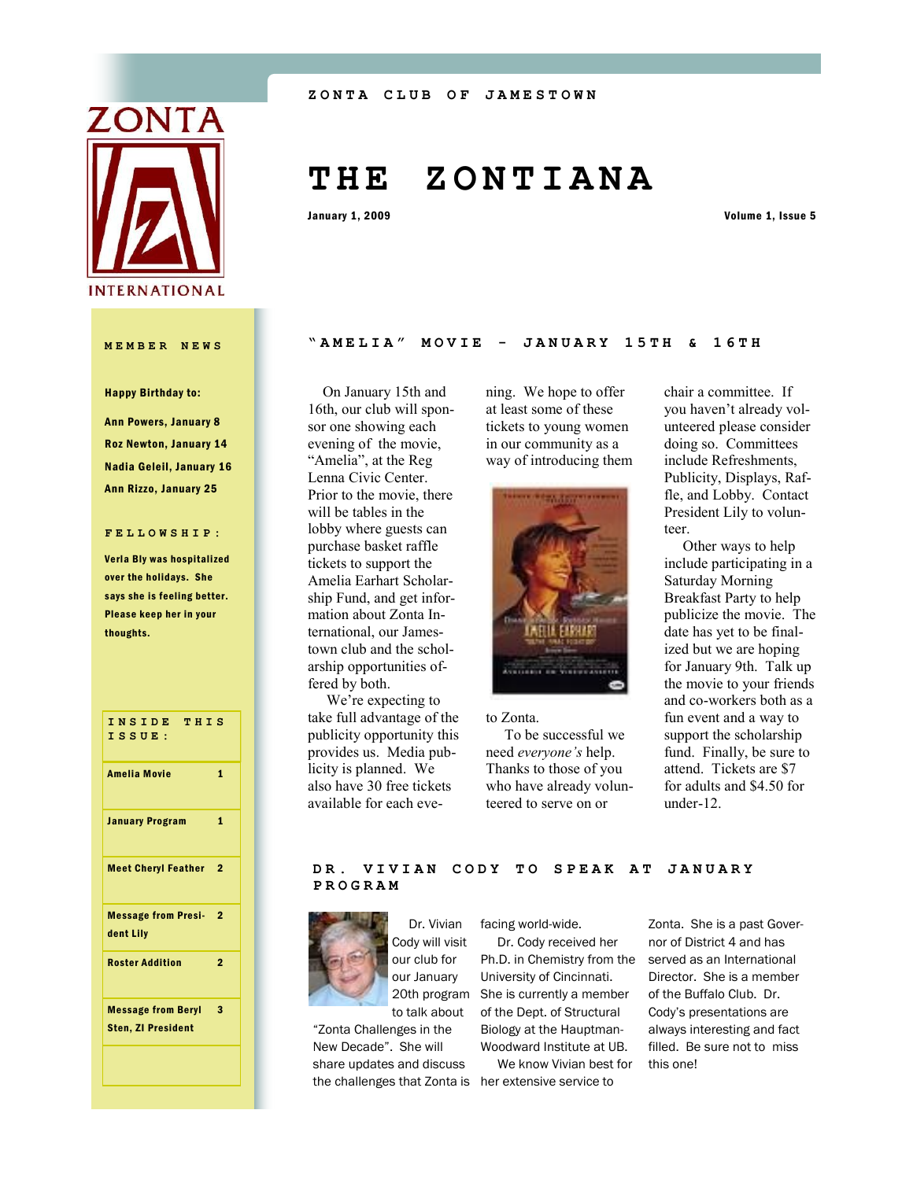ZONTA CLUB OF JAMESTOWN

# THE ZONTIANA

January 1, 2009

Volume 1, Issue 5

## MEMBER NEWS

**Happy Birthday to:**

**Ann Powers, January 8**

**Roz Newton, January 14**

**Nadia Geleil, January 16**

**Ann Rizzo, January 25**

## FELLOWSHIP:

**Verla Bly was hospitalized over the holidays. She says she is feeling better. Please keep her in your thoughts.**

| INSIDE THIS ISSUE: | |
|---|---|
| Amelia Movie | 1 |
| January Program | 1 |
| Meet Cheryl Feather | 2 |
| Message from President Lily | 2 |
| Roster Addition | 2 |
| Message from Beryl Sten, ZI President | 3 |

## "AMELIA" MOVIE - JANUARY 15TH & 16TH

On January 15th and 16th, our club will sponsor one showing each evening of the movie, "Amelia", at the Reg Lenna Civic Center. Prior to the movie, there will be tables in the lobby where guests can purchase basket raffle tickets to support the Amelia Earhart Scholarship Fund, and get information about Zonta International, our Jamestown club and the scholarship opportunities offered by both.

We're expecting to take full advantage of the publicity opportunity this provides us. Media publicity is planned. We also have 30 free tickets available for each evening. We hope to offer at least some of these tickets to young women in our community as a way of introducing them to Zonta.

To be successful we need *everyone's* help. Thanks to those of you who have already volunteered to serve on or chair a committee. If you haven't already volunteered please consider doing so. Committees include Refreshments, Publicity, Displays, Raffle, and Lobby. Contact President Lily to volunteer.

Other ways to help include participating in a Saturday Morning Breakfast Party to help publicize the movie. The date has yet to be finalized but we are hoping for January 9th. Talk up the movie to your friends and co-workers both as a fun event and a way to support the scholarship fund. Finally, be sure to attend. Tickets are $7 for adults and $4.50 for under-12.

## DR. VIVIAN CODY TO SPEAK AT JANUARY PROGRAM

Dr. Vivian Cody will visit our club for our January 20th program to talk about "Zonta Challenges in the New Decade". She will share updates and discuss the challenges that Zonta is facing world-wide.

Dr. Cody received her Ph.D. in Chemistry from the University of Cincinnati. She is currently a member of the Dept. of Structural Biology at the Hauptman-Woodward Institute at UB.

We know Vivian best for her extensive service to Zonta. She is a past Governor of District 4 and has served as an International Director. She is a member of the Buffalo Club. Dr. Cody's presentations are always interesting and fact filled. Be sure not to miss this one!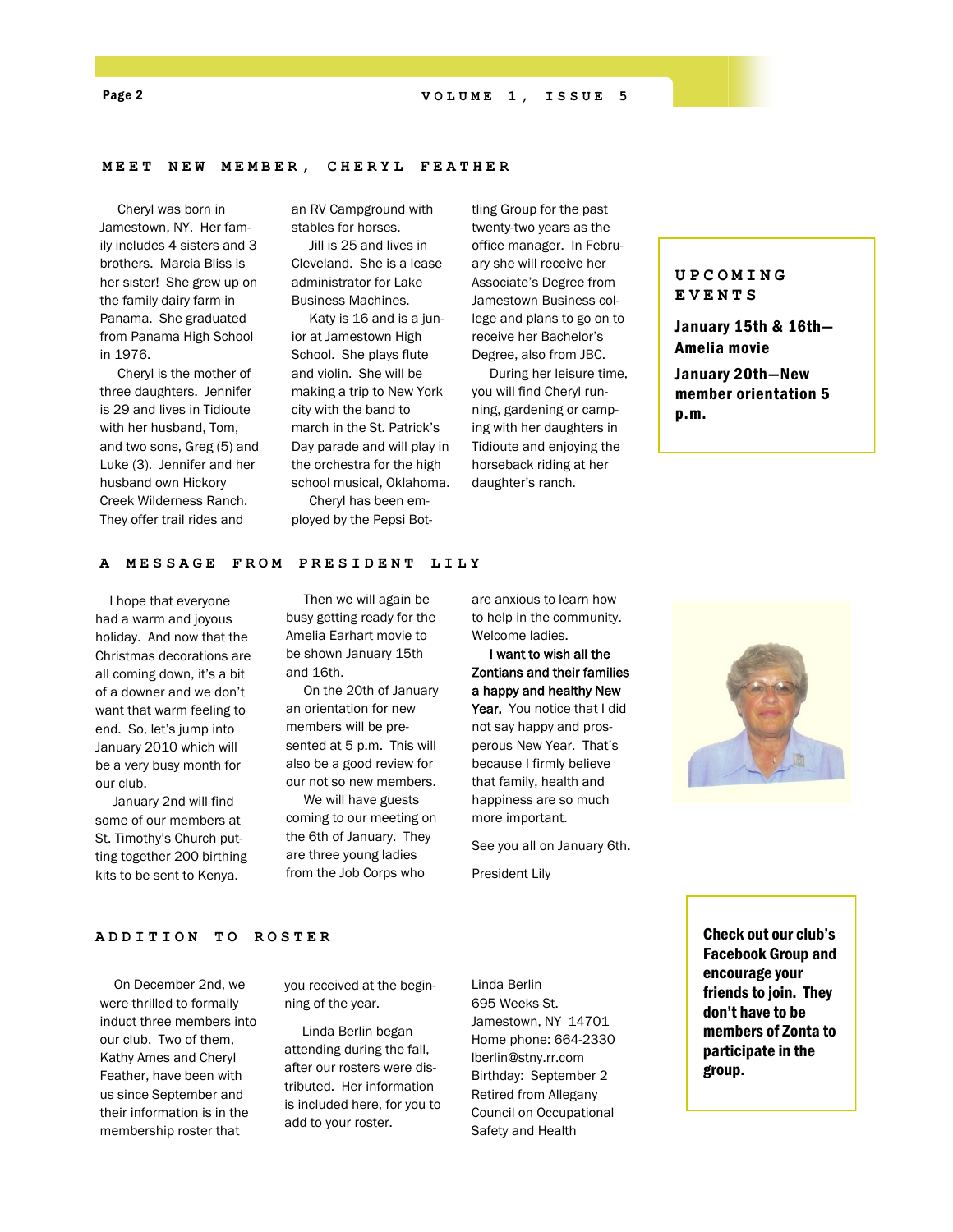## MEET NEW MEMBER, CHERYL FEATHER

Cheryl was born in Jamestown, NY. Her family includes 4 sisters and 3 brothers. Marcia Bliss is her sister! She grew up on the family dairy farm in Panama. She graduated from Panama High School in 1976.

Cheryl is the mother of three daughters. Jennifer is 29 and lives in Tidioute with her husband, Tom, and two sons, Greg (5) and Luke (3). Jennifer and her husband own Hickory Creek Wilderness Ranch. They offer trail rides and an RV Campground with stables for horses.

Jill is 25 and lives in Cleveland. She is a lease administrator for Lake Business Machines.

Katy is 16 and is a junior at Jamestown High School. She plays flute and violin. She will be making a trip to New York city with the band to march in the St. Patrick's Day parade and will play in the orchestra for the high school musical, Oklahoma.

Cheryl has been employed by the Pepsi Bottling Group for the past twenty-two years as the office manager. In February she will receive her Associate's Degree from Jamestown Business college and plans to go on to receive her Bachelor's Degree, also from JBC.

During her leisure time, you will find Cheryl running, gardening or camping with her daughters in Tidioute and enjoying the horseback riding at her daughter's ranch.

### UPCOMING EVENTS

**January 15th & 16th—Amelia movie**

**January 20th—New member orientation 5 p.m.**

## A MESSAGE FROM PRESIDENT LILY

I hope that everyone had a warm and joyous holiday. And now that the Christmas decorations are all coming down, it's a bit of a downer and we don't want that warm feeling to end. So, let's jump into January 2010 which will be a very busy month for our club.

January 2nd will find some of our members at St. Timothy's Church putting together 200 birthing kits to be sent to Kenya.

Then we will again be busy getting ready for the Amelia Earhart movie to be shown January 15th and 16th.

On the 20th of January an orientation for new members will be presented at 5 p.m. This will also be a good review for our not so new members.

We will have guests coming to our meeting on the 6th of January. They are three young ladies from the Job Corps who are anxious to learn how to help in the community. Welcome ladies.

**I want to wish all the Zontians and their families a happy and healthy New Year.** You notice that I did not say happy and prosperous New Year. That's because I firmly believe that family, health and happiness are so much more important.

See you all on January 6th.

President Lily

## ADDITION TO ROSTER

On December 2nd, we were thrilled to formally induct three members into our club. Two of them, Kathy Ames and Cheryl Feather, have been with us since September and their information is in the membership roster that you received at the beginning of the year.

Linda Berlin began attending during the fall, after our rosters were distributed. Her information is included here, for you to add to your roster.

Linda Berlin
695 Weeks St.
Jamestown, NY 14701
Home phone: 664-2330
lberlin@stny.rr.com
Birthday: September 2
Retired from Allegany Council on Occupational Safety and Health

**Check out our club's Facebook Group and encourage your friends to join. They don't have to be members of Zonta to participate in the group.**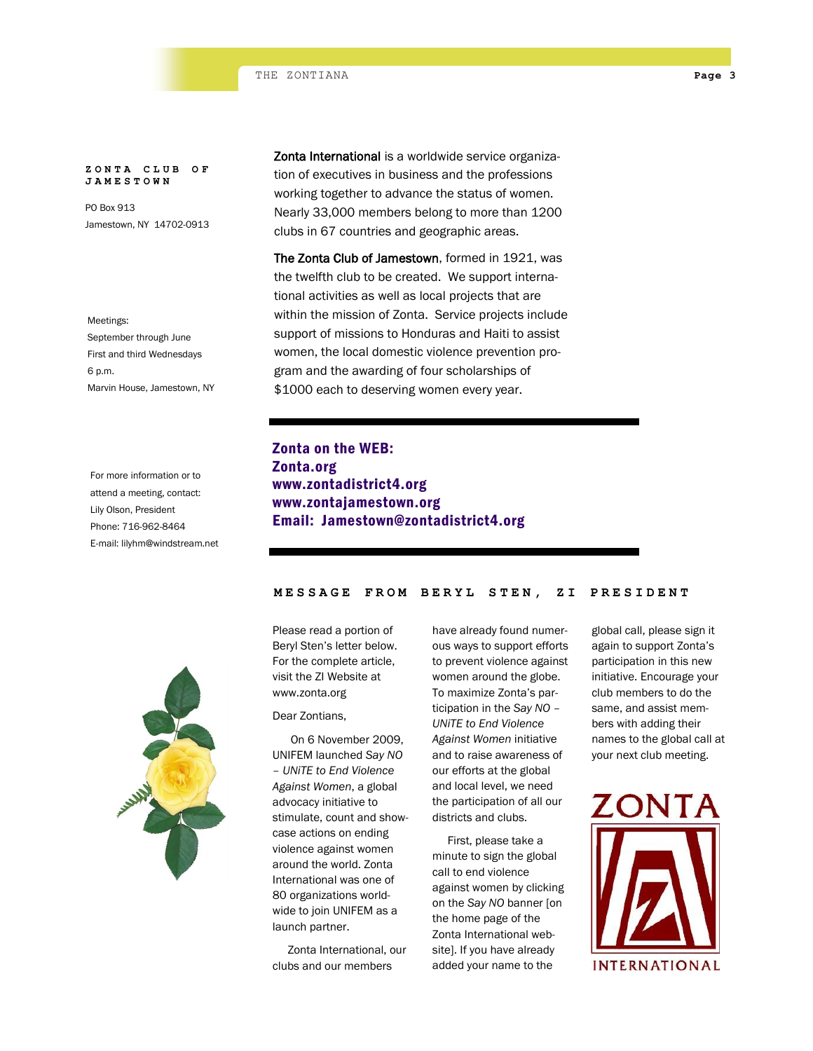**ZONTA CLUB OF JAMESTOWN**

PO Box 913
Jamestown, NY 14702-0913

Meetings:
September through June
First and third Wednesdays
6 p.m.
Marvin House, Jamestown, NY

For more information or to attend a meeting, contact:
Lily Olson, President
Phone: 716-962-8464
E-mail: lilyhm@windstream.net

**Zonta International** is a worldwide service organization of executives in business and the professions working together to advance the status of women. Nearly 33,000 members belong to more than 1200 clubs in 67 countries and geographic areas.

**The Zonta Club of Jamestown**, formed in 1921, was the twelfth club to be created. We support international activities as well as local projects that are within the mission of Zonta. Service projects include support of missions to Honduras and Haiti to assist women, the local domestic violence prevention program and the awarding of four scholarships of $1000 each to deserving women every year.

**Zonta on the WEB:**
**Zonta.org**
**www.zontadistrict4.org**
**www.zontajamestown.org**
**Email: Jamestown@zontadistrict4.org**

## MESSAGE FROM BERYL STEN, ZI PRESIDENT

Please read a portion of Beryl Sten's letter below. For the complete article, visit the ZI Website at www.zonta.org

Dear Zontians,

On 6 November 2009, UNIFEM launched *Say NO – UNiTE to End Violence Against Women*, a global advocacy initiative to stimulate, count and showcase actions on ending violence against women around the world. Zonta International was one of 80 organizations worldwide to join UNIFEM as a launch partner.

Zonta International, our clubs and our members have already found numerous ways to support efforts to prevent violence against women around the globe. To maximize Zonta's participation in the *Say NO – UNiTE to End Violence Against Women* initiative and to raise awareness of our efforts at the global and local level, we need the participation of all our districts and clubs.

First, please take a minute to sign the global call to end violence against women by clicking on the *Say NO* banner [on the home page of the Zonta International website]. If you have already added your name to the global call, please sign it again to support Zonta's participation in this new initiative. Encourage your club members to do the same, and assist members with adding their names to the global call at your next club meeting.

ZONTA INTERNATIONAL